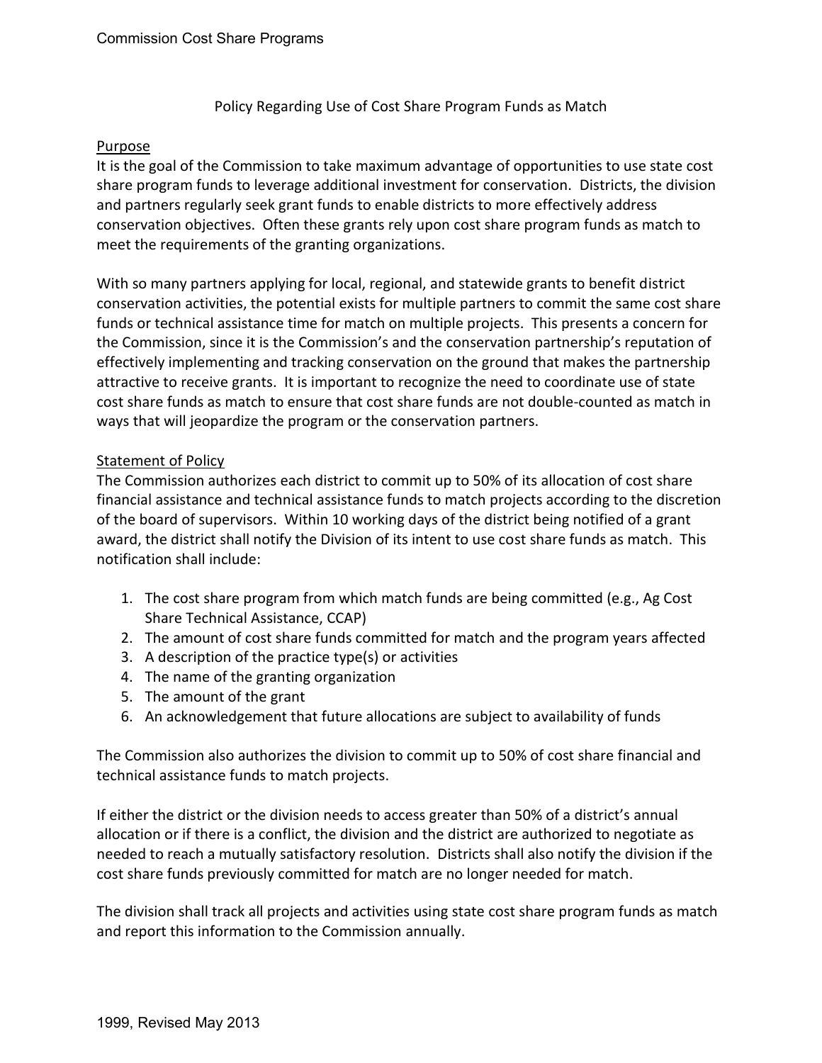# Policy Regarding Use of Cost Share Program Funds as Match

## Purpose

It is the goal of the Commission to take maximum advantage of opportunities to use state cost share program funds to leverage additional investment for conservation. Districts, the division and partners regularly seek grant funds to enable districts to more effectively address conservation objectives. Often these grants rely upon cost share program funds as match to meet the requirements of the granting organizations.

With so many partners applying for local, regional, and statewide grants to benefit district conservation activities, the potential exists for multiple partners to commit the same cost share funds or technical assistance time for match on multiple projects. This presents a concern for the Commission, since it is the Commission's and the conservation partnership's reputation of effectively implementing and tracking conservation on the ground that makes the partnership attractive to receive grants. It is important to recognize the need to coordinate use of state cost share funds as match to ensure that cost share funds are not double-counted as match in ways that will jeopardize the program or the conservation partners.

## Statement of Policy

The Commission authorizes each district to commit up to 50% of its allocation of cost share financial assistance and technical assistance funds to match projects according to the discretion of the board of supervisors. Within 10 working days of the district being notified of a grant award, the district shall notify the Division of its intent to use cost share funds as match. This notification shall include:

1. The cost share program from which match funds are being committed (e.g., Ag Cost Share Technical Assistance, CCAP)
2. The amount of cost share funds committed for match and the program years affected
3. A description of the practice type(s) or activities
4. The name of the granting organization
5. The amount of the grant
6. An acknowledgement that future allocations are subject to availability of funds

The Commission also authorizes the division to commit up to 50% of cost share financial and technical assistance funds to match projects.

If either the district or the division needs to access greater than 50% of a district's annual allocation or if there is a conflict, the division and the district are authorized to negotiate as needed to reach a mutually satisfactory resolution. Districts shall also notify the division if the cost share funds previously committed for match are no longer needed for match.

The division shall track all projects and activities using state cost share program funds as match and report this information to the Commission annually.

1999, Revised May 2013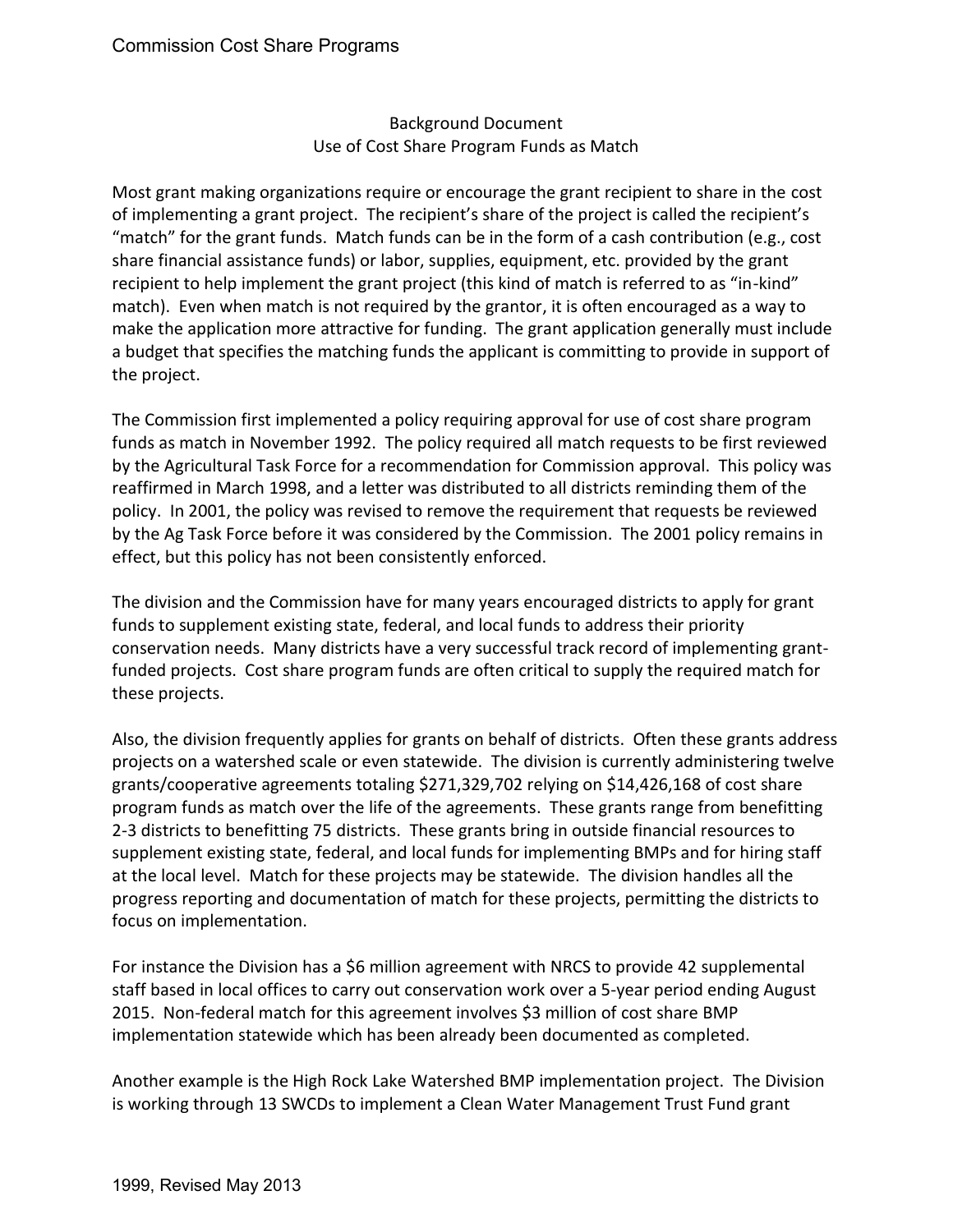Background Document
Use of Cost Share Program Funds as Match

Most grant making organizations require or encourage the grant recipient to share in the cost of implementing a grant project. The recipient's share of the project is called the recipient's "match" for the grant funds. Match funds can be in the form of a cash contribution (e.g., cost share financial assistance funds) or labor, supplies, equipment, etc. provided by the grant recipient to help implement the grant project (this kind of match is referred to as "in-kind" match). Even when match is not required by the grantor, it is often encouraged as a way to make the application more attractive for funding. The grant application generally must include a budget that specifies the matching funds the applicant is committing to provide in support of the project.

The Commission first implemented a policy requiring approval for use of cost share program funds as match in November 1992. The policy required all match requests to be first reviewed by the Agricultural Task Force for a recommendation for Commission approval. This policy was reaffirmed in March 1998, and a letter was distributed to all districts reminding them of the policy. In 2001, the policy was revised to remove the requirement that requests be reviewed by the Ag Task Force before it was considered by the Commission. The 2001 policy remains in effect, but this policy has not been consistently enforced.

The division and the Commission have for many years encouraged districts to apply for grant funds to supplement existing state, federal, and local funds to address their priority conservation needs. Many districts have a very successful track record of implementing grant-funded projects. Cost share program funds are often critical to supply the required match for these projects.

Also, the division frequently applies for grants on behalf of districts. Often these grants address projects on a watershed scale or even statewide. The division is currently administering twelve grants/cooperative agreements totaling $271,329,702 relying on $14,426,168 of cost share program funds as match over the life of the agreements. These grants range from benefitting 2-3 districts to benefitting 75 districts. These grants bring in outside financial resources to supplement existing state, federal, and local funds for implementing BMPs and for hiring staff at the local level. Match for these projects may be statewide. The division handles all the progress reporting and documentation of match for these projects, permitting the districts to focus on implementation.

For instance the Division has a $6 million agreement with NRCS to provide 42 supplemental staff based in local offices to carry out conservation work over a 5-year period ending August 2015. Non-federal match for this agreement involves $3 million of cost share BMP implementation statewide which has been already been documented as completed.

Another example is the High Rock Lake Watershed BMP implementation project. The Division is working through 13 SWCDs to implement a Clean Water Management Trust Fund grant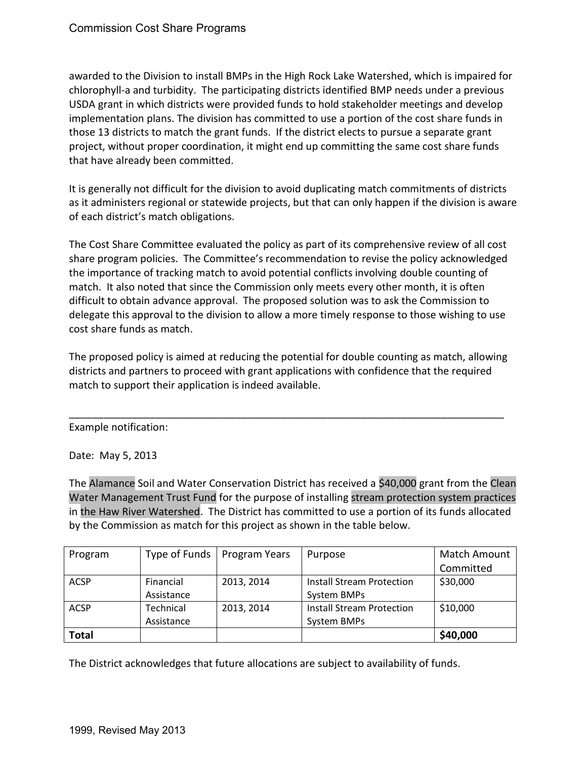awarded to the Division to install BMPs in the High Rock Lake Watershed, which is impaired for chlorophyll-a and turbidity. The participating districts identified BMP needs under a previous USDA grant in which districts were provided funds to hold stakeholder meetings and develop implementation plans. The division has committed to use a portion of the cost share funds in those 13 districts to match the grant funds. If the district elects to pursue a separate grant project, without proper coordination, it might end up committing the same cost share funds that have already been committed.

It is generally not difficult for the division to avoid duplicating match commitments of districts as it administers regional or statewide projects, but that can only happen if the division is aware of each district's match obligations.

The Cost Share Committee evaluated the policy as part of its comprehensive review of all cost share program policies. The Committee's recommendation to revise the policy acknowledged the importance of tracking match to avoid potential conflicts involving double counting of match. It also noted that since the Commission only meets every other month, it is often difficult to obtain advance approval. The proposed solution was to ask the Commission to delegate this approval to the division to allow a more timely response to those wishing to use cost share funds as match.

The proposed policy is aimed at reducing the potential for double counting as match, allowing districts and partners to proceed with grant applications with confidence that the required match to support their application is indeed available.

---

Example notification:

Date: May 5, 2013

The Alamance Soil and Water Conservation District has received a $40,000 grant from the Clean Water Management Trust Fund for the purpose of installing stream protection system practices in the Haw River Watershed. The District has committed to use a portion of its funds allocated by the Commission as match for this project as shown in the table below.

| Program | Type of Funds | Program Years | Purpose | Match Amount Committed |
|---|---|---|---|---|
| ACSP | Financial Assistance | 2013, 2014 | Install Stream Protection System BMPs | $30,000 |
| ACSP | Technical Assistance | 2013, 2014 | Install Stream Protection System BMPs | $10,000 |
| **Total** | | | | **$40,000** |

The District acknowledges that future allocations are subject to availability of funds.